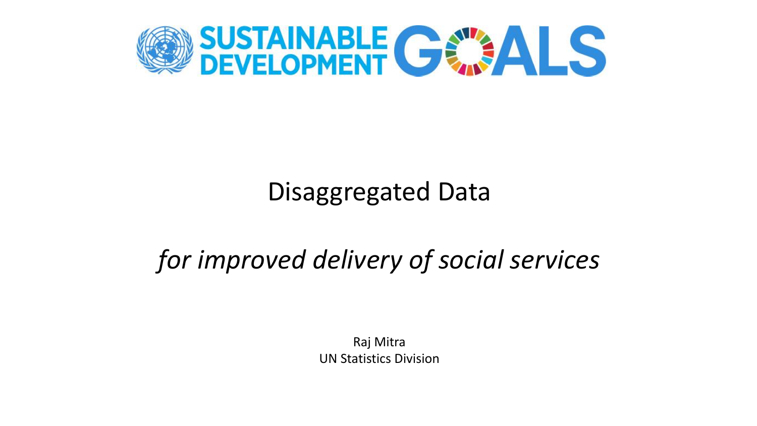SUSTAINABLE DEVELOPMENT GOALS

# Disaggregated Data

## *for improved delivery of social services*

Raj Mitra
UN Statistics Division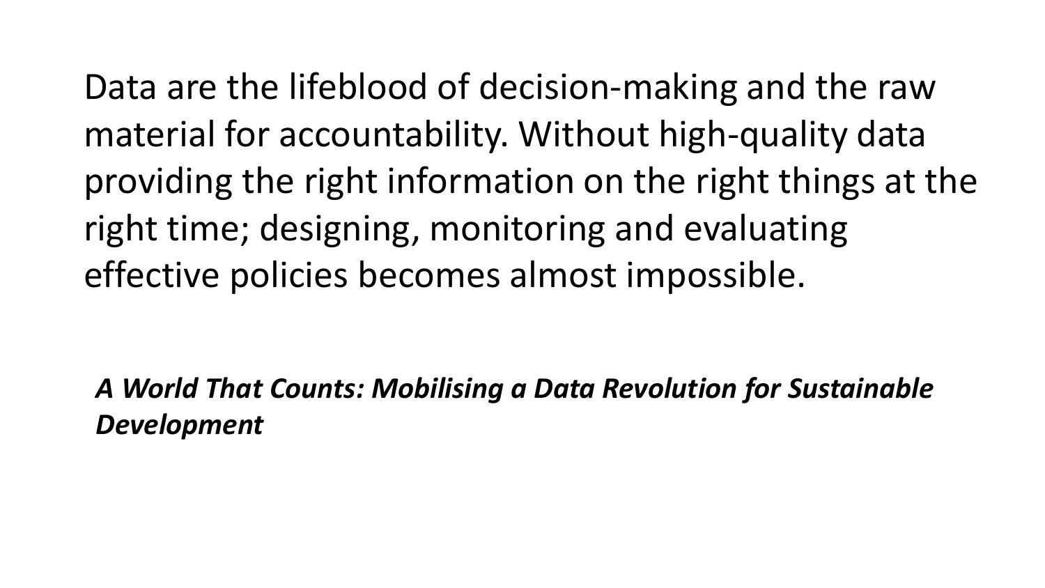Data are the lifeblood of decision-making and the raw material for accountability. Without high-quality data providing the right information on the right things at the right time; designing, monitoring and evaluating effective policies becomes almost impossible.

***A World That Counts: Mobilising a Data Revolution for Sustainable Development***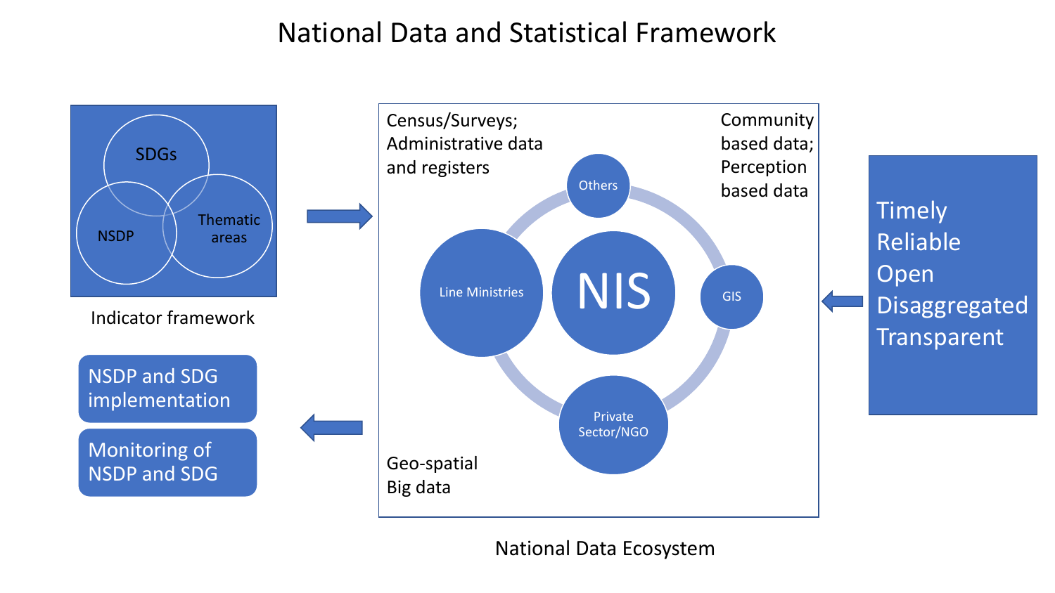# National Data and Statistical Framework

SDGs

NSDP

Thematic areas

Indicator framework

Census/Surveys;
Administrative data and registers

Community based data;
Perception based data

Others

Line Ministries

NIS

GIS

Private Sector/NGO

Geo-spatial
Big data

National Data Ecosystem

Timely
Reliable
Open
Disaggregated
Transparent

NSDP and SDG implementation

Monitoring of NSDP and SDG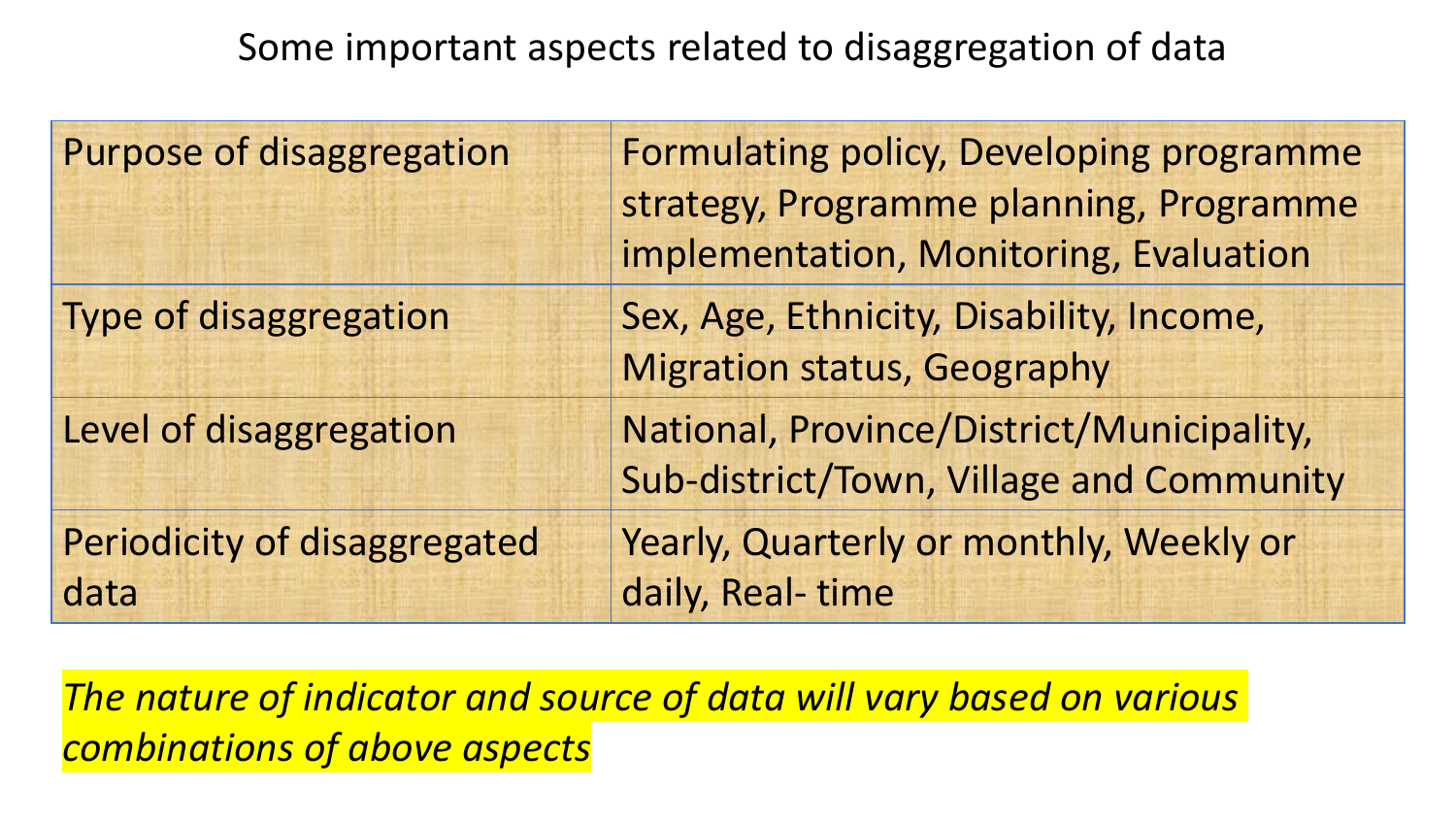# Some important aspects related to disaggregation of data

| | |
|---|---|
| Purpose of disaggregation | Formulating policy, Developing programme strategy, Programme planning, Programme implementation, Monitoring, Evaluation |
| Type of disaggregation | Sex, Age, Ethnicity, Disability, Income, Migration status, Geography |
| Level of disaggregation | National, Province/District/Municipality, Sub-district/Town, Village and Community |
| Periodicity of disaggregated data | Yearly, Quarterly or monthly, Weekly or daily, Real- time |

*The nature of indicator and source of data will vary based on various combinations of above aspects*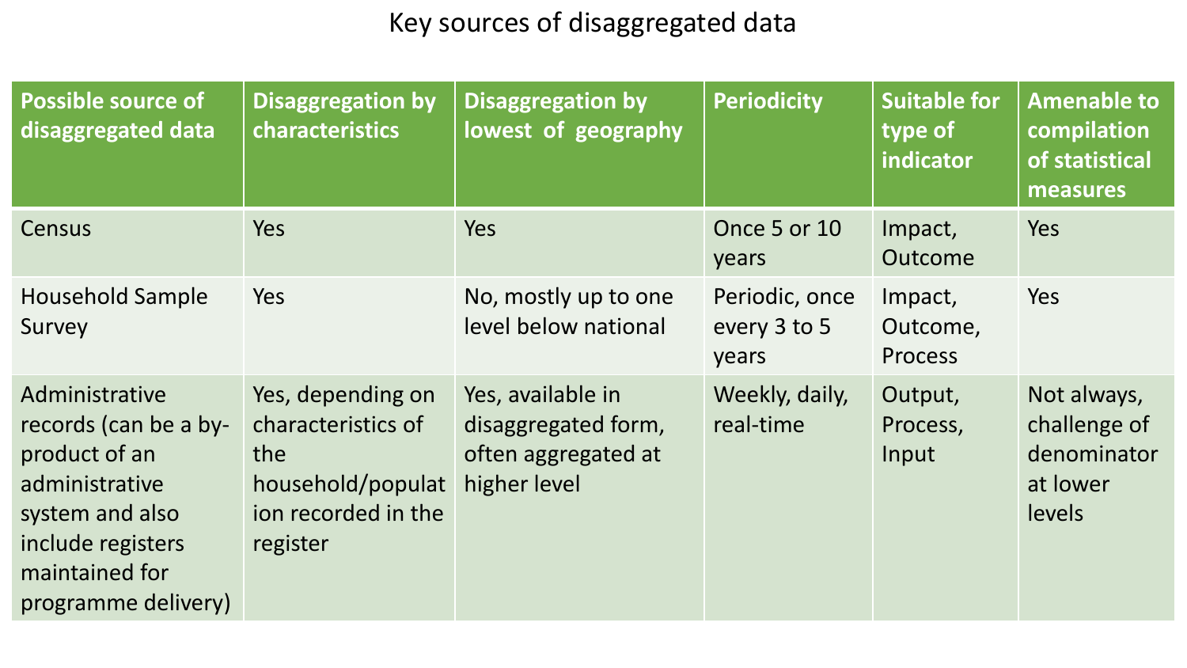# Key sources of disaggregated data

| Possible source of disaggregated data | Disaggregation by characteristics | Disaggregation by lowest of geography | Periodicity | Suitable for type of indicator | Amenable to compilation of statistical measures |
|---|---|---|---|---|---|
| Census | Yes | Yes | Once 5 or 10 years | Impact, Outcome | Yes |
| Household Sample Survey | Yes | No, mostly up to one level below national | Periodic, once every 3 to 5 years | Impact, Outcome, Process | Yes |
| Administrative records (can be a by-product of an administrative system and also include registers maintained for programme delivery) | Yes, depending on characteristics of the household/population recorded in the register | Yes, available in disaggregated form, often aggregated at higher level | Weekly, daily, real-time | Output, Process, Input | Not always, challenge of denominator at lower levels |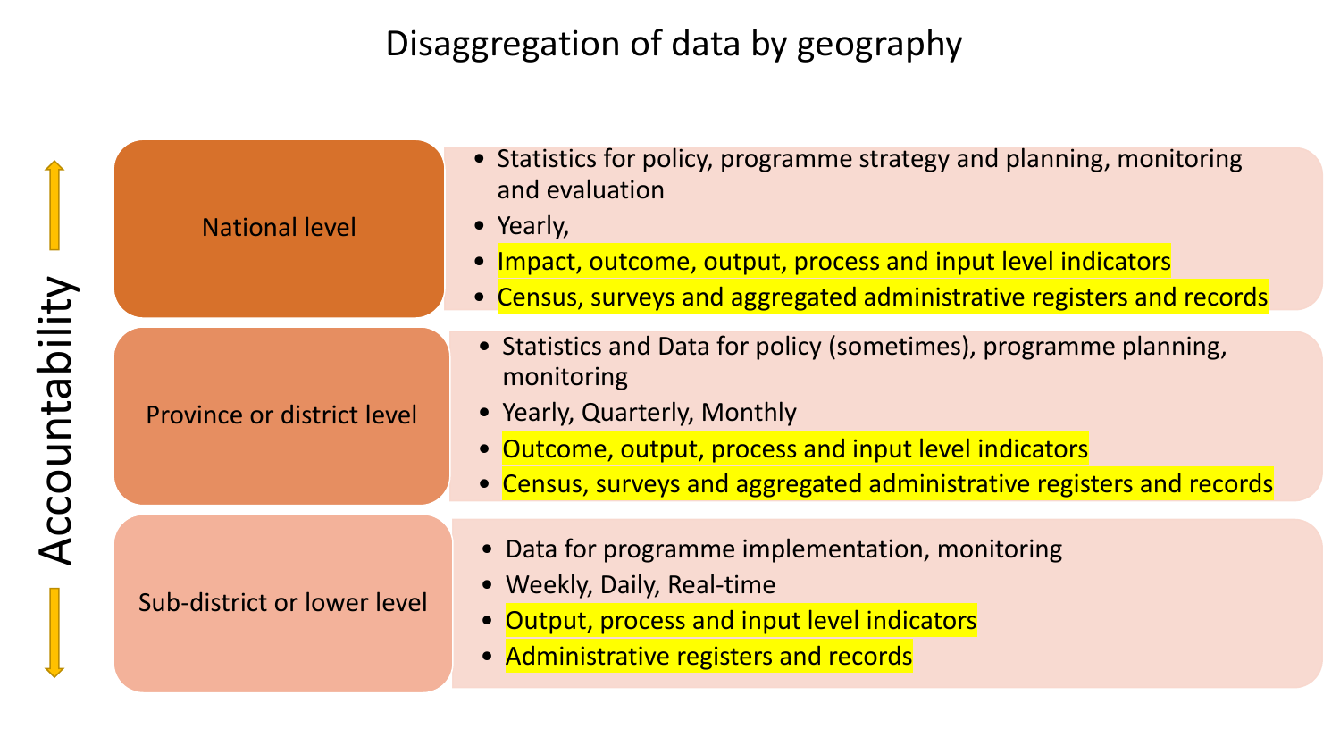# Disaggregation of data by geography

Accountability

## National level

- Statistics for policy, programme strategy and planning, monitoring and evaluation
- Yearly,
- Impact, outcome, output, process and input level indicators
- Census, surveys and aggregated administrative registers and records

## Province or district level

- Statistics and Data for policy (sometimes), programme planning, monitoring
- Yearly, Quarterly, Monthly
- Outcome, output, process and input level indicators
- Census, surveys and aggregated administrative registers and records

## Sub-district or lower level

- Data for programme implementation, monitoring
- Weekly, Daily, Real-time
- Output, process and input level indicators
- Administrative registers and records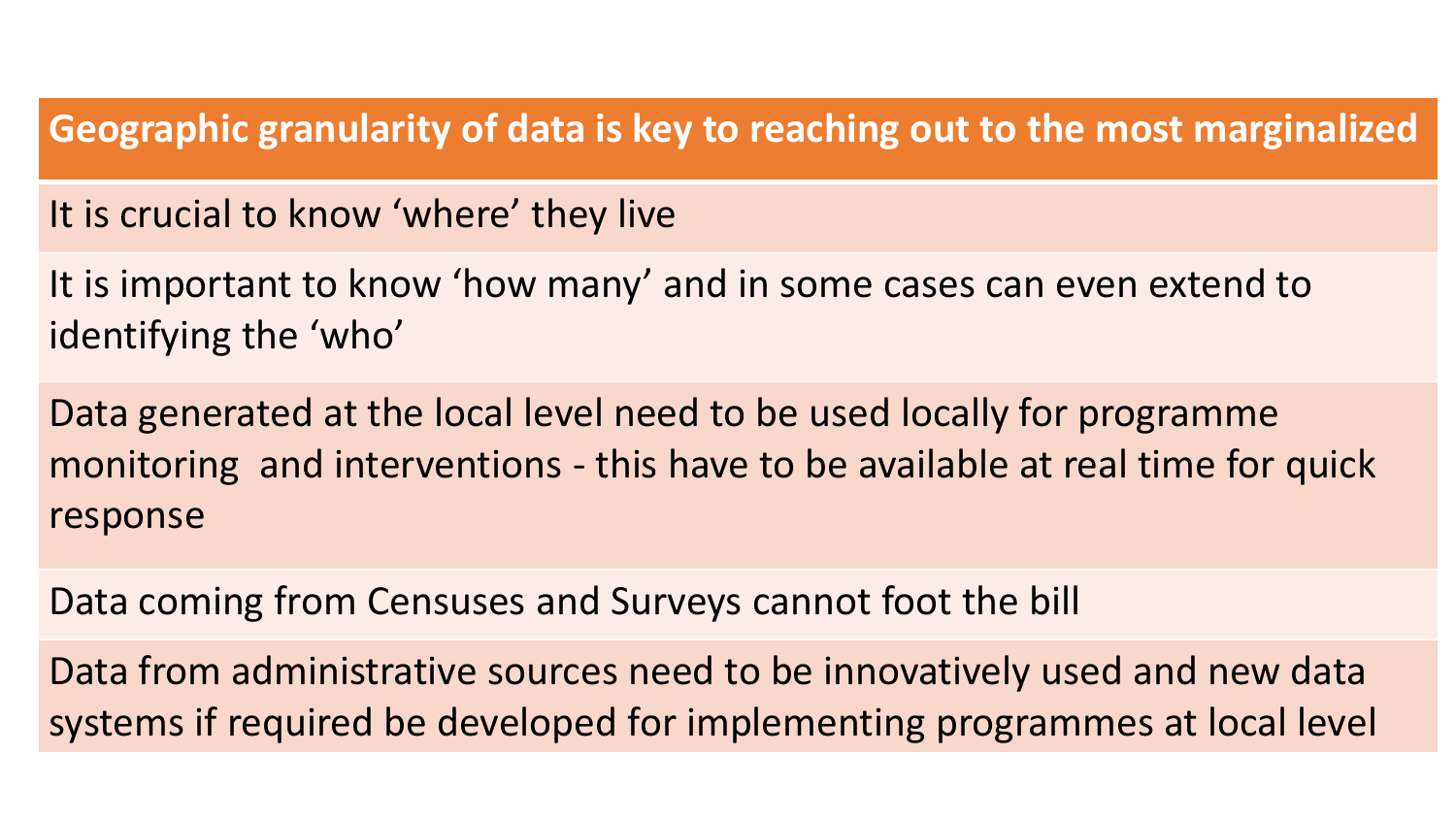| Geographic granularity of data is key to reaching out to the most marginalized |
| --- |
| It is crucial to know ‘where’ they live |
| It is important to know ‘how many’ and in some cases can even extend to identifying the ‘who’ |
| Data generated at the local level need to be used locally for programme monitoring  and interventions - this have to be available at real time for quick response |
| Data coming from Censuses and Surveys cannot foot the bill |
| Data from administrative sources need to be innovatively used and new data systems if required be developed for implementing programmes at local level |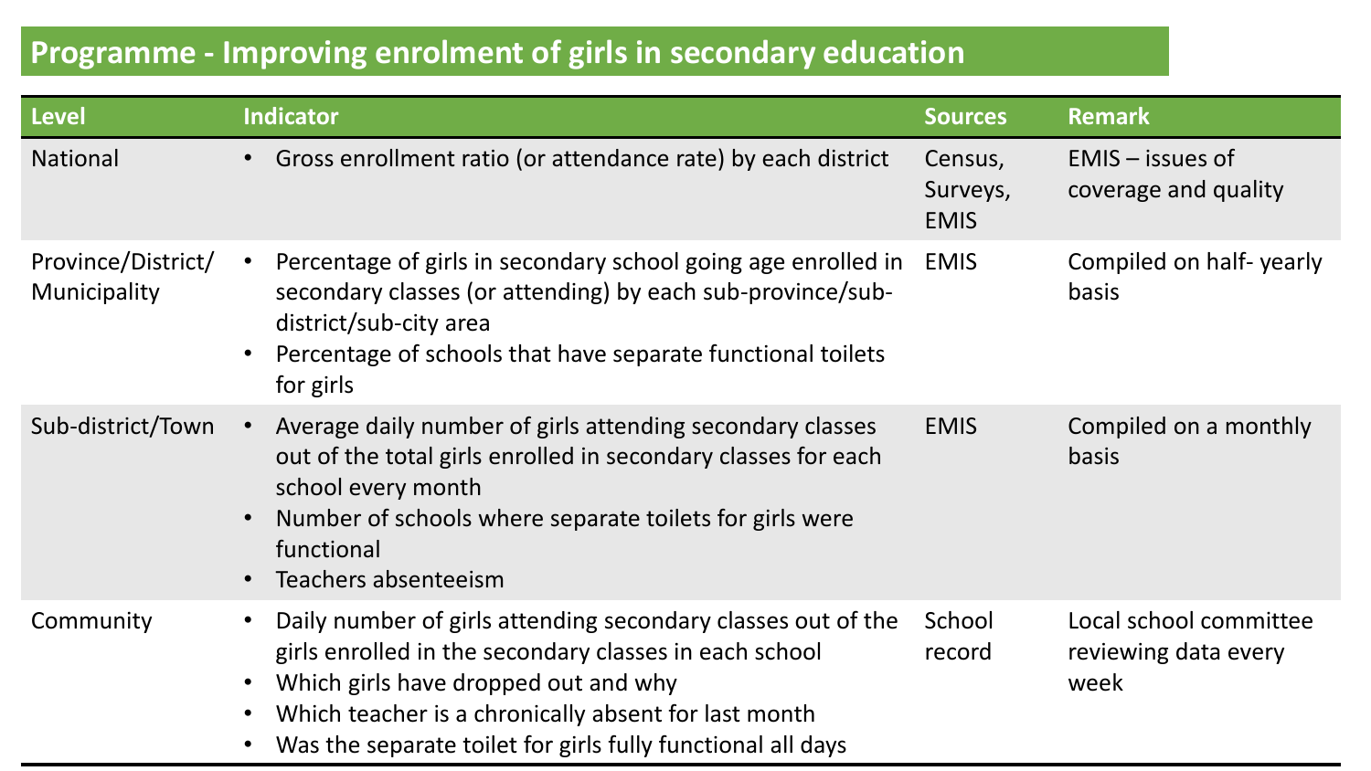# Programme - Improving enrolment of girls in secondary education

| Level | Indicator | Sources | Remark |
|---|---|---|---|
| National | • Gross enrollment ratio (or attendance rate) by each district | Census, Surveys, EMIS | EMIS – issues of coverage and quality |
| Province/District/ Municipality | • Percentage of girls in secondary school going age enrolled in secondary classes (or attending) by each sub-province/sub-district/sub-city area<br>• Percentage of schools that have separate functional toilets for girls | EMIS | Compiled on half- yearly basis |
| Sub-district/Town | • Average daily number of girls attending secondary classes out of the total girls enrolled in secondary classes for each school every month<br>• Number of schools where separate toilets for girls were functional<br>• Teachers absenteeism | EMIS | Compiled on a monthly basis |
| Community | • Daily number of girls attending secondary classes out of the girls enrolled in the secondary classes in each school<br>• Which girls have dropped out and why<br>• Which teacher is a chronically absent for last month<br>• Was the separate toilet for girls fully functional all days | School record | Local school committee reviewing data every week |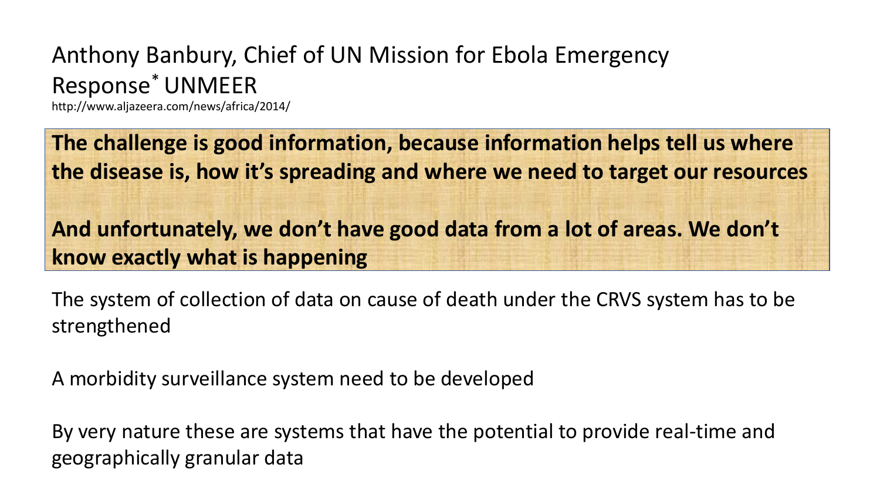# Anthony Banbury, Chief of UN Mission for Ebola Emergency Response* UNMEER

http://www.aljazeera.com/news/africa/2014/

**The challenge is good information, because information helps tell us where the disease is, how it's spreading and where we need to target our resources**

**And unfortunately, we don't have good data from a lot of areas. We don't know exactly what is happening**

The system of collection of data on cause of death under the CRVS system has to be strengthened

A morbidity surveillance system need to be developed

By very nature these are systems that have the potential to provide real-time and geographically granular data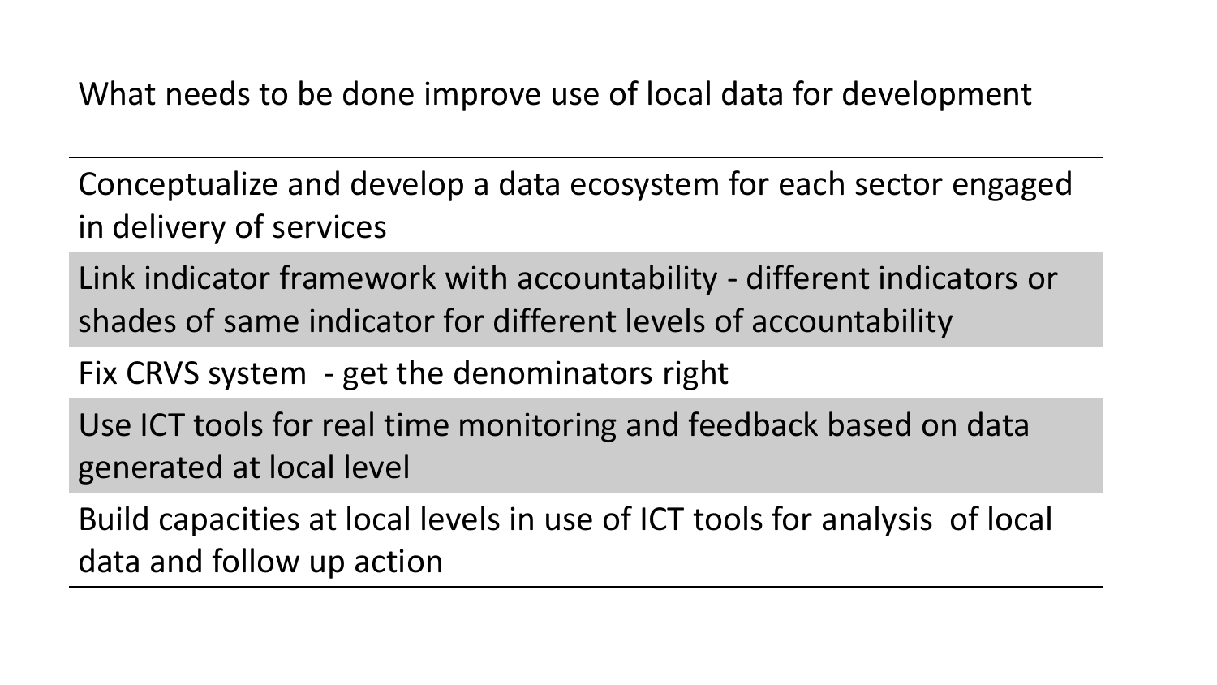What needs to be done improve use of local data for development

| |
|---|
| Conceptualize and develop a data ecosystem for each sector engaged in delivery of services |
| Link indicator framework with accountability - different indicators or shades of same indicator for different levels of accountability |
| Fix CRVS system - get the denominators right |
| Use ICT tools for real time monitoring and feedback based on data generated at local level |
| Build capacities at local levels in use of ICT tools for analysis of local data and follow up action |